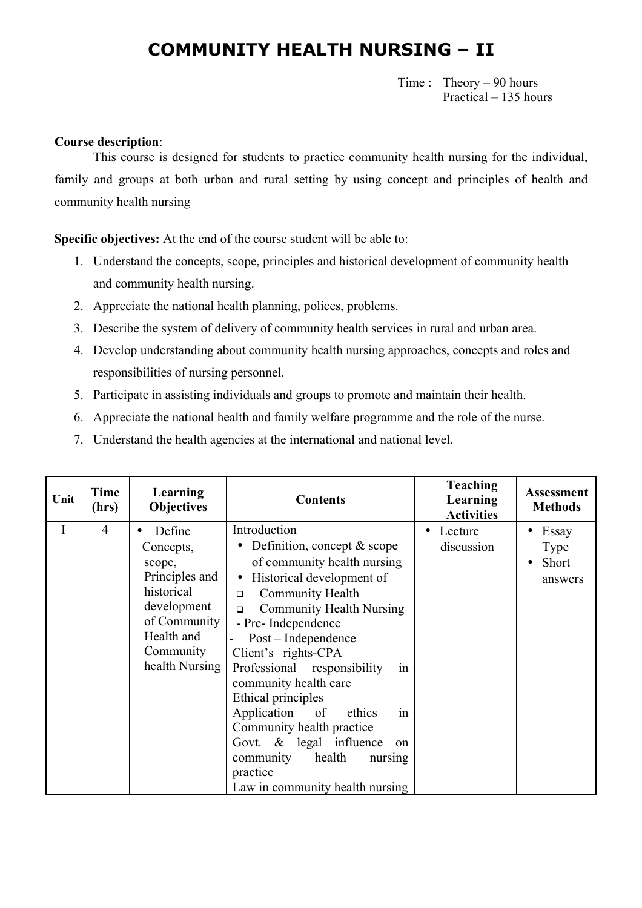# COMMUNITY HEALTH NURSING – II

Time : Theory – 90 hours
Practical – 135 hours

**Course description**:

This course is designed for students to practice community health nursing for the individual, family and groups at both urban and rural setting by using concept and principles of health and community health nursing

**Specific objectives:** At the end of the course student will be able to:

1. Understand the concepts, scope, principles and historical development of community health and community health nursing.
2. Appreciate the national health planning, polices, problems.
3. Describe the system of delivery of community health services in rural and urban area.
4. Develop understanding about community health nursing approaches, concepts and roles and responsibilities of nursing personnel.
5. Participate in assisting individuals and groups to promote and maintain their health.
6. Appreciate the national health and family welfare programme and the role of the nurse.
7. Understand the health agencies at the international and national level.

| Unit | Time (hrs) | Learning Objectives | Contents | Teaching Learning Activities | Assessment Methods |
|---|---|---|---|---|---|
| I | 4 | • Define Concepts, scope, Principles and historical development of Community Health and Community health Nursing | Introduction<br>• Definition, concept & scope of community health nursing<br>• Historical development of<br>❑ Community Health<br>❑ Community Health Nursing<br>- Pre- Independence<br>- Post – Independence<br>Client's rights-CPA<br>Professional responsibility in community health care<br>Ethical principles<br>Application of ethics in Community health practice<br>Govt. & legal influence on community health nursing practice<br>Law in community health nursing | • Lecture discussion | • Essay Type<br>• Short answers |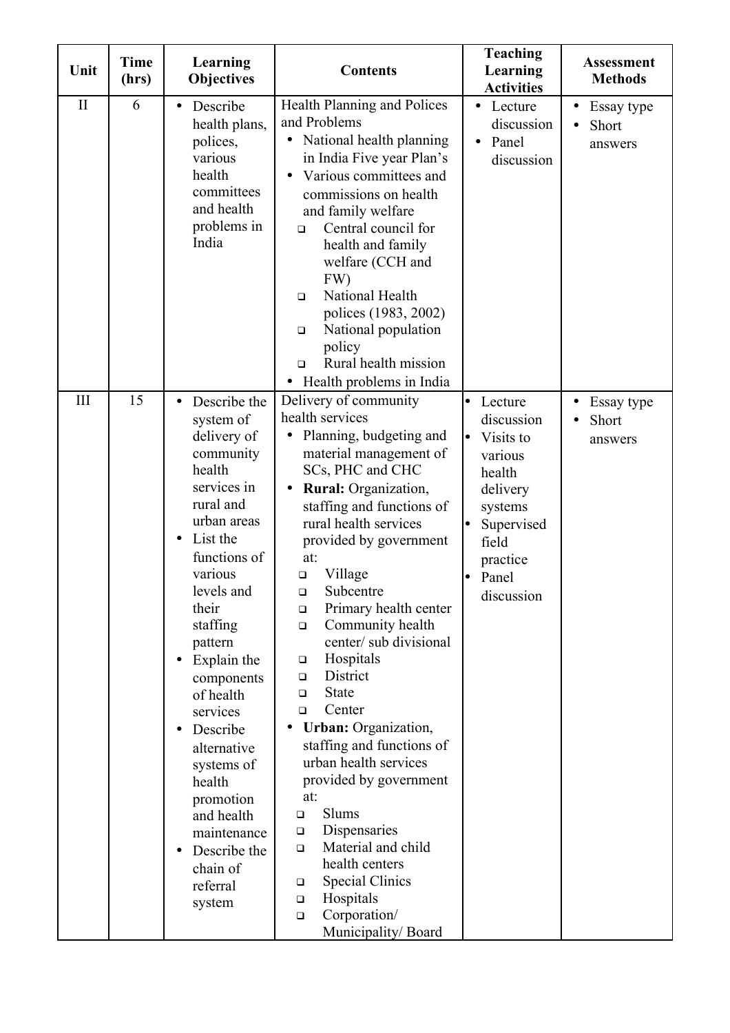| Unit | Time (hrs) | Learning Objectives | Contents | Teaching Learning Activities | Assessment Methods |
|---|---|---|---|---|---|
| II | 6 | • Describe health plans, polices, various health committees and health problems in India | Health Planning and Polices and Problems<br>• National health planning in India Five year Plan's<br>• Various committees and commissions on health and family welfare<br>❑ Central council for health and family welfare (CCH and FW)<br>❑ National Health polices (1983, 2002)<br>❑ National population policy<br>❑ Rural health mission<br>• Health problems in India | • Lecture discussion<br>• Panel discussion | • Essay type<br>• Short answers |
| III | 15 | • Describe the system of delivery of community health services in rural and urban areas<br>• List the functions of various levels and their staffing pattern<br>• Explain the components of health services<br>• Describe alternative systems of health promotion and health maintenance<br>• Describe the chain of referral system | Delivery of community health services<br>• Planning, budgeting and material management of SCs, PHC and CHC<br>• **Rural:** Organization, staffing and functions of rural health services provided by government at:<br>❑ Village<br>❑ Subcentre<br>❑ Primary health center<br>❑ Community health center/ sub divisional<br>❑ Hospitals<br>❑ District<br>❑ State<br>❑ Center<br>• **Urban:** Organization, staffing and functions of urban health services provided by government at:<br>❑ Slums<br>❑ Dispensaries<br>❑ Material and child health centers<br>❑ Special Clinics<br>❑ Hospitals<br>❑ Corporation/ Municipality/ Board | • Lecture discussion<br>• Visits to various health delivery systems<br>• Supervised field practice<br>• Panel discussion | • Essay type<br>• Short answers |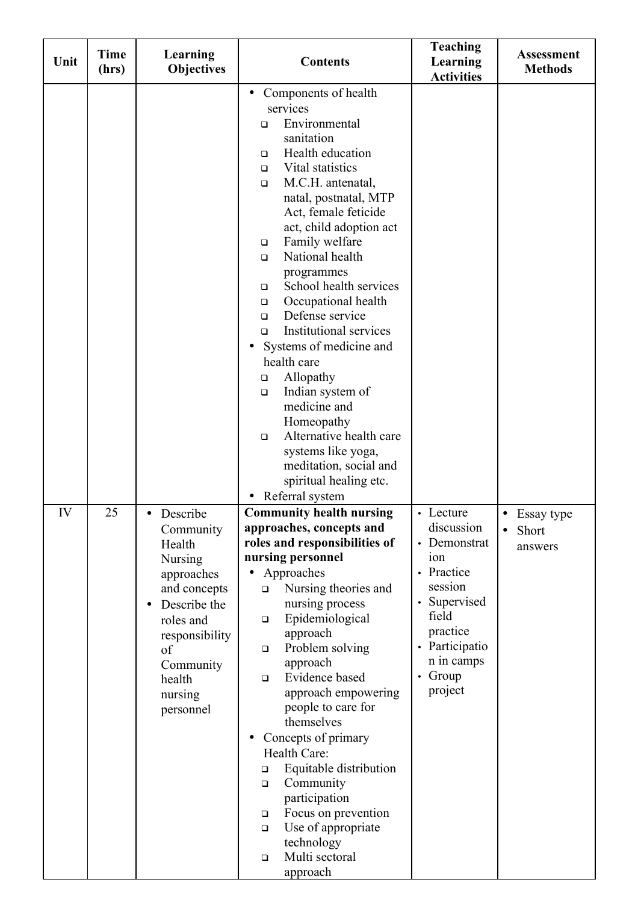| Unit | Time (hrs) | Learning Objectives | Contents | Teaching Learning Activities | Assessment Methods |
|---|---|---|---|---|---|
| | | | • Components of health services<br>❑ Environmental sanitation<br>❑ Health education<br>❑ Vital statistics<br>❑ M.C.H. antenatal, natal, postnatal, MTP Act, female feticide act, child adoption act<br>❑ Family welfare<br>❑ National health programmes<br>❑ School health services<br>❑ Occupational health<br>❑ Defense service<br>❑ Institutional services<br>• Systems of medicine and health care<br>❑ Allopathy<br>❑ Indian system of medicine and Homeopathy<br>❑ Alternative health care systems like yoga, meditation, social and spiritual healing etc.<br>• Referral system | | |
| IV | 25 | • Describe Community Health Nursing approaches and concepts<br>• Describe the roles and responsibility of Community health nursing personnel | **Community health nursing approaches, concepts and roles and responsibilities of nursing personnel**<br>• Approaches<br>❑ Nursing theories and nursing process<br>❑ Epidemiological approach<br>❑ Problem solving approach<br>❑ Evidence based approach empowering people to care for themselves<br>• Concepts of primary Health Care:<br>❑ Equitable distribution<br>❑ Community participation<br>❑ Focus on prevention<br>❑ Use of appropriate technology<br>❑ Multi sectoral approach | • Lecture discussion<br>• Demonstration<br>• Practice session<br>• Supervised field practice<br>• Participation in camps<br>• Group project | • Essay type<br>• Short answers |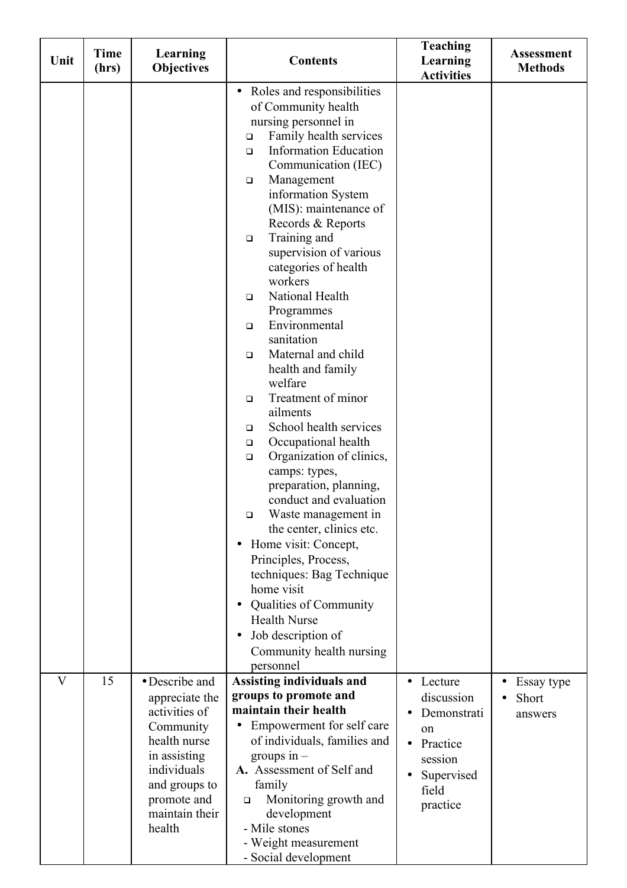| Unit | Time (hrs) | Learning Objectives | Contents | Teaching Learning Activities | Assessment Methods |
|---|---|---|---|---|---|
| | | | • Roles and responsibilities of Community health nursing personnel in<br>❑ Family health services<br>❑ Information Education Communication (IEC)<br>❑ Management information System (MIS): maintenance of Records & Reports<br>❑ Training and supervision of various categories of health workers<br>❑ National Health Programmes<br>❑ Environmental sanitation<br>❑ Maternal and child health and family welfare<br>❑ Treatment of minor ailments<br>❑ School health services<br>❑ Occupational health<br>❑ Organization of clinics, camps: types, preparation, planning, conduct and evaluation<br>❑ Waste management in the center, clinics etc.<br>• Home visit: Concept, Principles, Process, techniques: Bag Technique home visit<br>• Qualities of Community Health Nurse<br>• Job description of Community health nursing personnel | | |
| V | 15 | • Describe and appreciate the activities of Community health nurse in assisting individuals and groups to promote and maintain their health | **Assisting individuals and groups to promote and maintain their health**<br>• Empowerment for self care of individuals, families and groups in –<br>**A.** Assessment of Self and family<br>❑ Monitoring growth and development<br>- Mile stones<br>- Weight measurement<br>- Social development | • Lecture discussion<br>• Demonstration<br>• Practice session<br>• Supervised field practice | • Essay type<br>• Short answers |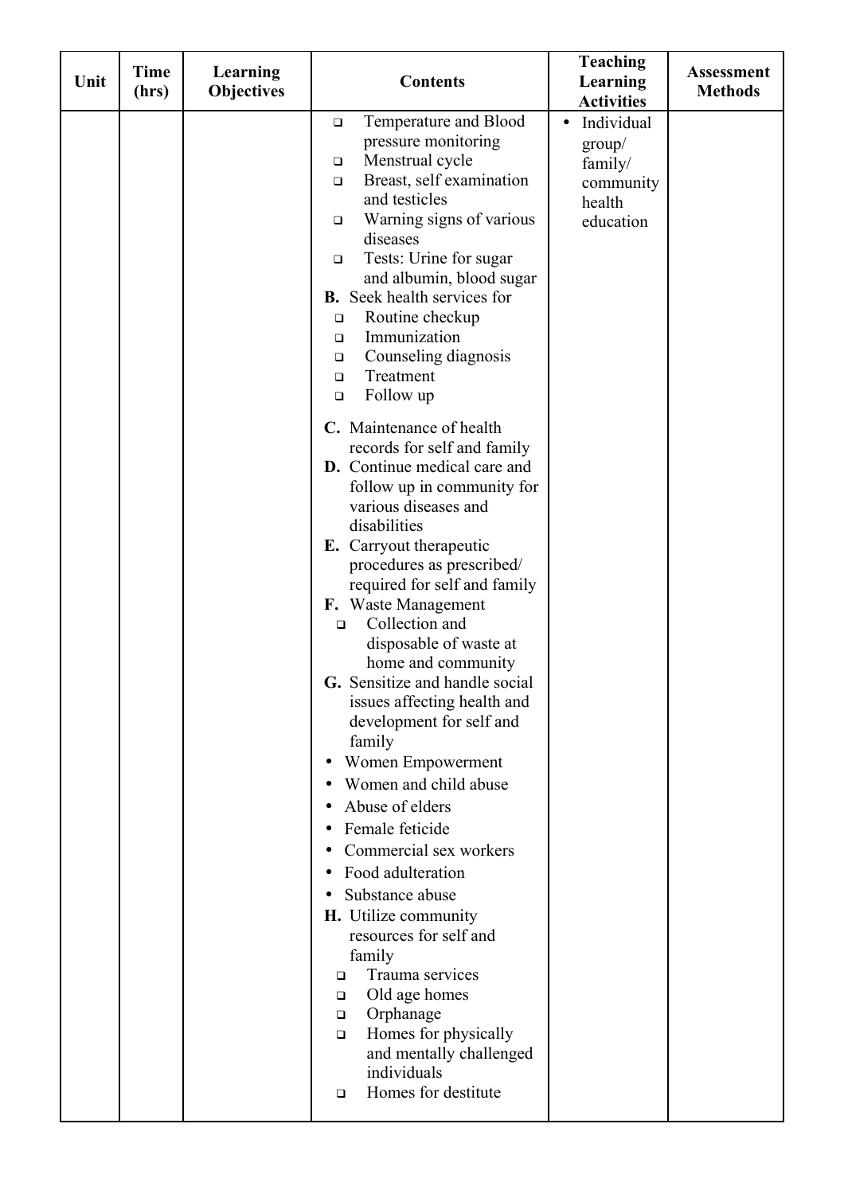| Unit | Time (hrs) | Learning Objectives | Contents | Teaching Learning Activities | Assessment Methods |
|---|---|---|---|---|---|
| | | | ❑ Temperature and Blood pressure monitoring<br>❑ Menstrual cycle<br>❑ Breast, self examination and testicles<br>❑ Warning signs of various diseases<br>❑ Tests: Urine for sugar and albumin, blood sugar<br>**B.** Seek health services for<br>❑ Routine checkup<br>❑ Immunization<br>❑ Counseling diagnosis<br>❑ Treatment<br>❑ Follow up<br>**C.** Maintenance of health records for self and family<br>**D.** Continue medical care and follow up in community for various diseases and disabilities<br>**E.** Carryout therapeutic procedures as prescribed/ required for self and family<br>**F.** Waste Management<br>❑ Collection and disposable of waste at home and community<br>**G.** Sensitize and handle social issues affecting health and development for self and family<br>• Women Empowerment<br>• Women and child abuse<br>• Abuse of elders<br>• Female feticide<br>• Commercial sex workers<br>• Food adulteration<br>• Substance abuse<br>**H.** Utilize community resources for self and family<br>❑ Trauma services<br>❑ Old age homes<br>❑ Orphanage<br>❑ Homes for physically and mentally challenged individuals<br>❑ Homes for destitute | • Individual group/ family/ community health education | |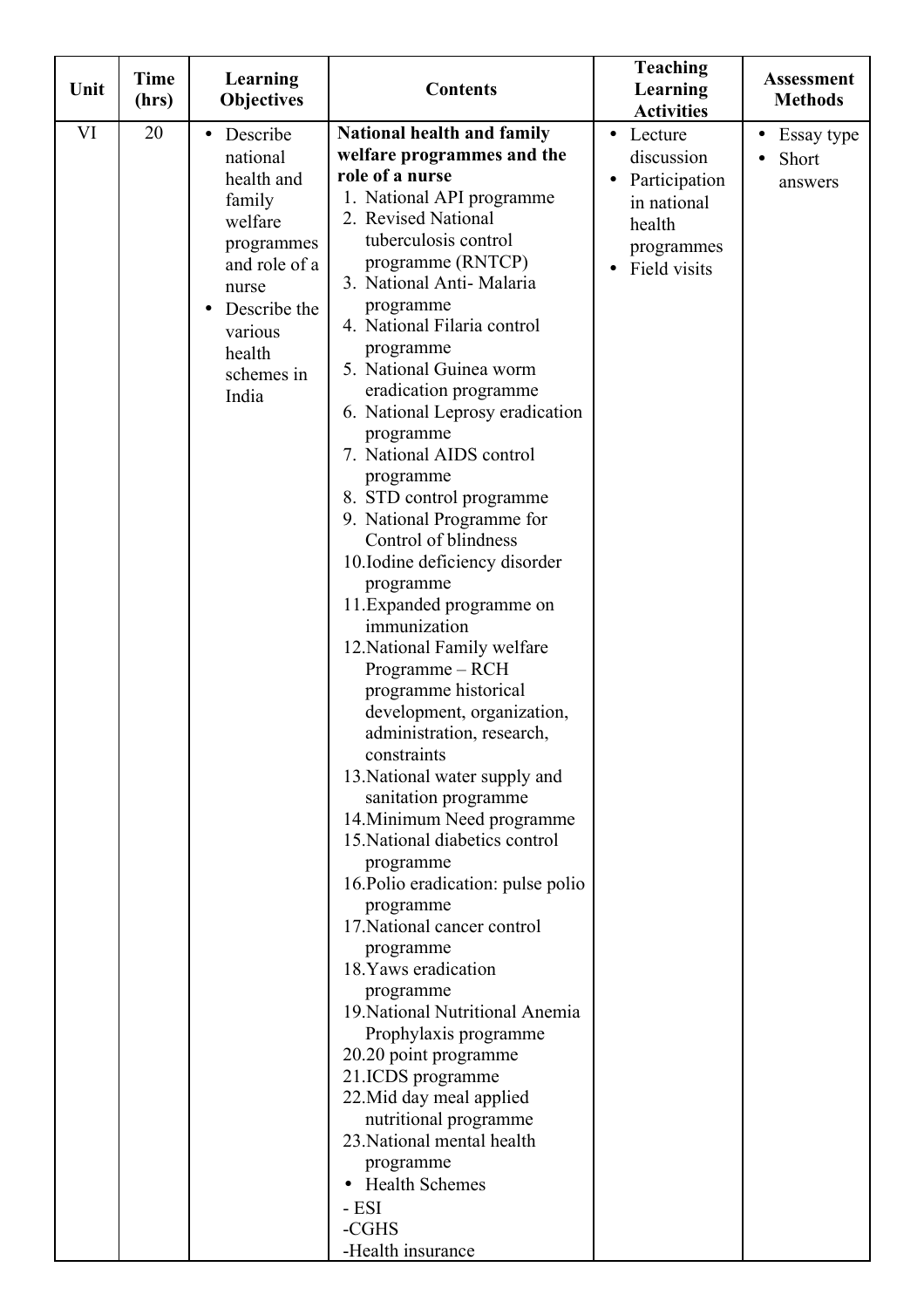| Unit | Time (hrs) | Learning Objectives | Contents | Teaching Learning Activities | Assessment Methods |
|---|---|---|---|---|---|
| VI | 20 | • Describe national health and family welfare programmes and role of a nurse<br>• Describe the various health schemes in India | **National health and family welfare programmes and the role of a nurse**<br>1. National API programme<br>2. Revised National tuberculosis control programme (RNTCP)<br>3. National Anti- Malaria programme<br>4. National Filaria control programme<br>5. National Guinea worm eradication programme<br>6. National Leprosy eradication programme<br>7. National AIDS control programme<br>8. STD control programme<br>9. National Programme for Control of blindness<br>10. Iodine deficiency disorder programme<br>11. Expanded programme on immunization<br>12. National Family welfare Programme – RCH programme historical development, organization, administration, research, constraints<br>13. National water supply and sanitation programme<br>14. Minimum Need programme<br>15. National diabetics control programme<br>16. Polio eradication: pulse polio programme<br>17. National cancer control programme<br>18. Yaws eradication programme<br>19. National Nutritional Anemia Prophylaxis programme<br>20. 20 point programme<br>21. ICDS programme<br>22. Mid day meal applied nutritional programme<br>23. National mental health programme<br>• Health Schemes<br>- ESI<br>-CGHS<br>-Health insurance | • Lecture discussion<br>• Participation in national health programmes<br>• Field visits | • Essay type<br>• Short answers |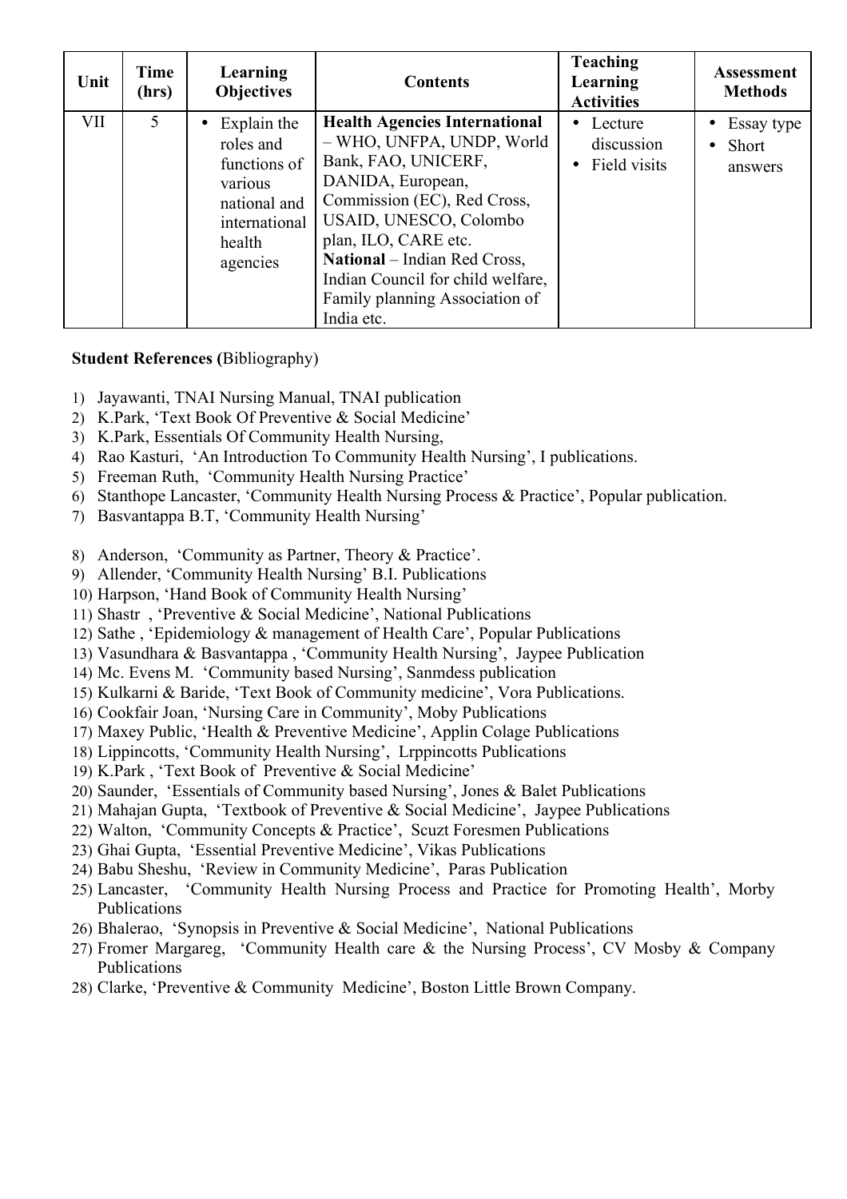| Unit | Time (hrs) | Learning Objectives | Contents | Teaching Learning Activities | Assessment Methods |
|---|---|---|---|---|---|
| VII | 5 | • Explain the roles and functions of various national and international health agencies | **Health Agencies International** – WHO, UNFPA, UNDP, World Bank, FAO, UNICERF, DANIDA, European, Commission (EC), Red Cross, USAID, UNESCO, Colombo plan, ILO, CARE etc. **National** – Indian Red Cross, Indian Council for child welfare, Family planning Association of India etc. | • Lecture discussion<br>• Field visits | • Essay type<br>• Short answers |

**Student References (**Bibliography)

1) Jayawanti, TNAI Nursing Manual, TNAI publication
2) K.Park, 'Text Book Of Preventive & Social Medicine'
3) K.Park, Essentials Of Community Health Nursing,
4) Rao Kasturi, 'An Introduction To Community Health Nursing', I publications.
5) Freeman Ruth, 'Community Health Nursing Practice'
6) Stanthope Lancaster, 'Community Health Nursing Process & Practice', Popular publication.
7) Basvantappa B.T, 'Community Health Nursing'
8) Anderson, 'Community as Partner, Theory & Practice'.
9) Allender, 'Community Health Nursing' B.I. Publications
10) Harpson, 'Hand Book of Community Health Nursing'
11) Shastr , 'Preventive & Social Medicine', National Publications
12) Sathe , 'Epidemiology & management of Health Care', Popular Publications
13) Vasundhara & Basvantappa , 'Community Health Nursing', Jaypee Publication
14) Mc. Evens M. 'Community based Nursing', Sanmdess publication
15) Kulkarni & Baride, 'Text Book of Community medicine', Vora Publications.
16) Cookfair Joan, 'Nursing Care in Community', Moby Publications
17) Maxey Public, 'Health & Preventive Medicine', Applin Colage Publications
18) Lippincotts, 'Community Health Nursing', Lrppincotts Publications
19) K.Park , 'Text Book of Preventive & Social Medicine'
20) Saunder, 'Essentials of Community based Nursing', Jones & Balet Publications
21) Mahajan Gupta, 'Textbook of Preventive & Social Medicine', Jaypee Publications
22) Walton, 'Community Concepts & Practice', Scuzt Foresmen Publications
23) Ghai Gupta, 'Essential Preventive Medicine', Vikas Publications
24) Babu Sheshu, 'Review in Community Medicine', Paras Publication
25) Lancaster, 'Community Health Nursing Process and Practice for Promoting Health', Morby Publications
26) Bhalerao, 'Synopsis in Preventive & Social Medicine', National Publications
27) Fromer Margareg, 'Community Health care & the Nursing Process', CV Mosby & Company Publications
28) Clarke, 'Preventive & Community Medicine', Boston Little Brown Company.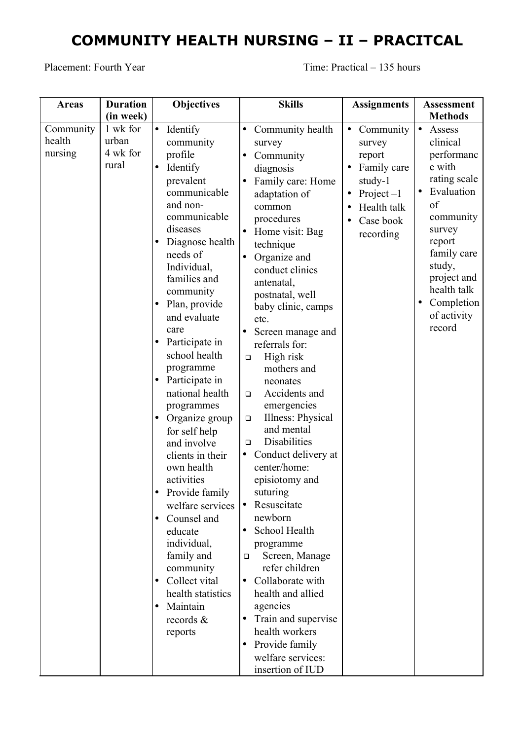# COMMUNITY HEALTH NURSING – II – PRACITCAL

Placement: Fourth Year

Time: Practical – 135 hours

| Areas | Duration (in week) | Objectives | Skills | Assignments | Assessment Methods |
|---|---|---|---|---|---|
| Community health nursing | 1 wk for urban<br>4 wk for rural | • Identify community profile<br>• Identify prevalent communicable and non-communicable diseases<br>• Diagnose health needs of Individual, families and community<br>• Plan, provide and evaluate care<br>• Participate in school health programme<br>• Participate in national health programmes<br>• Organize group for self help and involve clients in their own health activities<br>• Provide family welfare services<br>• Counsel and educate individual, family and community<br>• Collect vital health statistics<br>• Maintain records & reports | • Community health survey<br>• Community diagnosis<br>• Family care: Home adaptation of common procedures<br>• Home visit: Bag technique<br>• Organize and conduct clinics antenatal, postnatal, well baby clinic, camps etc.<br>• Screen manage and referrals for:<br>❑ High risk mothers and neonates<br>❑ Accidents and emergencies<br>❑ Illness: Physical and mental<br>❑ Disabilities<br>• Conduct delivery at center/home: episiotomy and suturing<br>• Resuscitate newborn<br>• School Health programme<br>❑ Screen, Manage refer children<br>• Collaborate with health and allied agencies<br>• Train and supervise health workers<br>• Provide family welfare services: insertion of IUD | • Community survey report<br>• Family care study-1<br>• Project –1<br>• Health talk<br>• Case book recording | • Assess clinical performance with rating scale<br>• Evaluation of community survey report family care study, project and health talk<br>• Completion of activity record |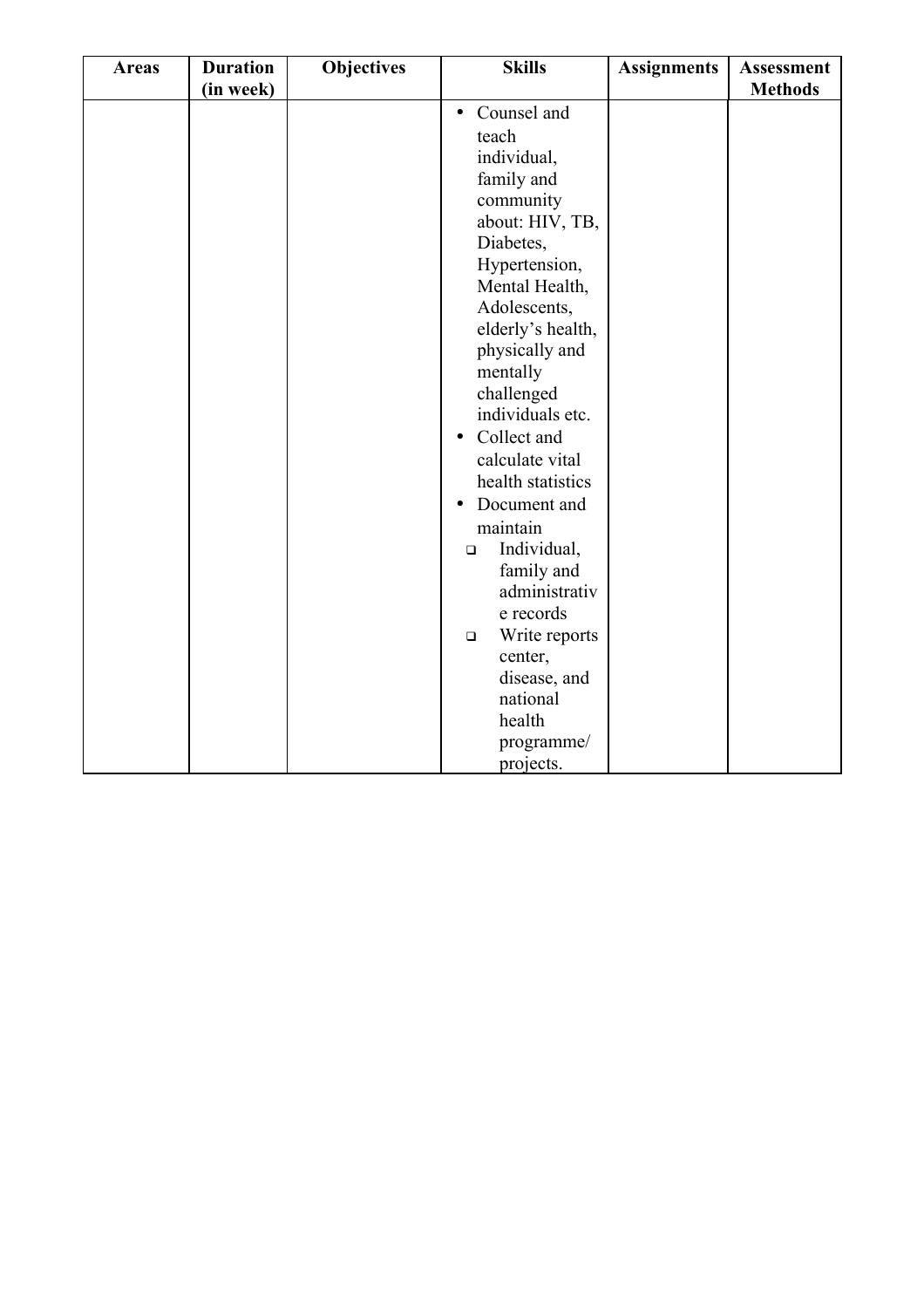| Areas | Duration (in week) | Objectives | Skills | Assignments | Assessment Methods |
|---|---|---|---|---|---|
| | | | • Counsel and teach individual, family and community about: HIV, TB, Diabetes, Hypertension, Mental Health, Adolescents, elderly's health, physically and mentally challenged individuals etc.<br>• Collect and calculate vital health statistics<br>• Document and maintain<br>❑ Individual, family and administrative records<br>❑ Write reports center, disease, and national health programme/ projects. | | |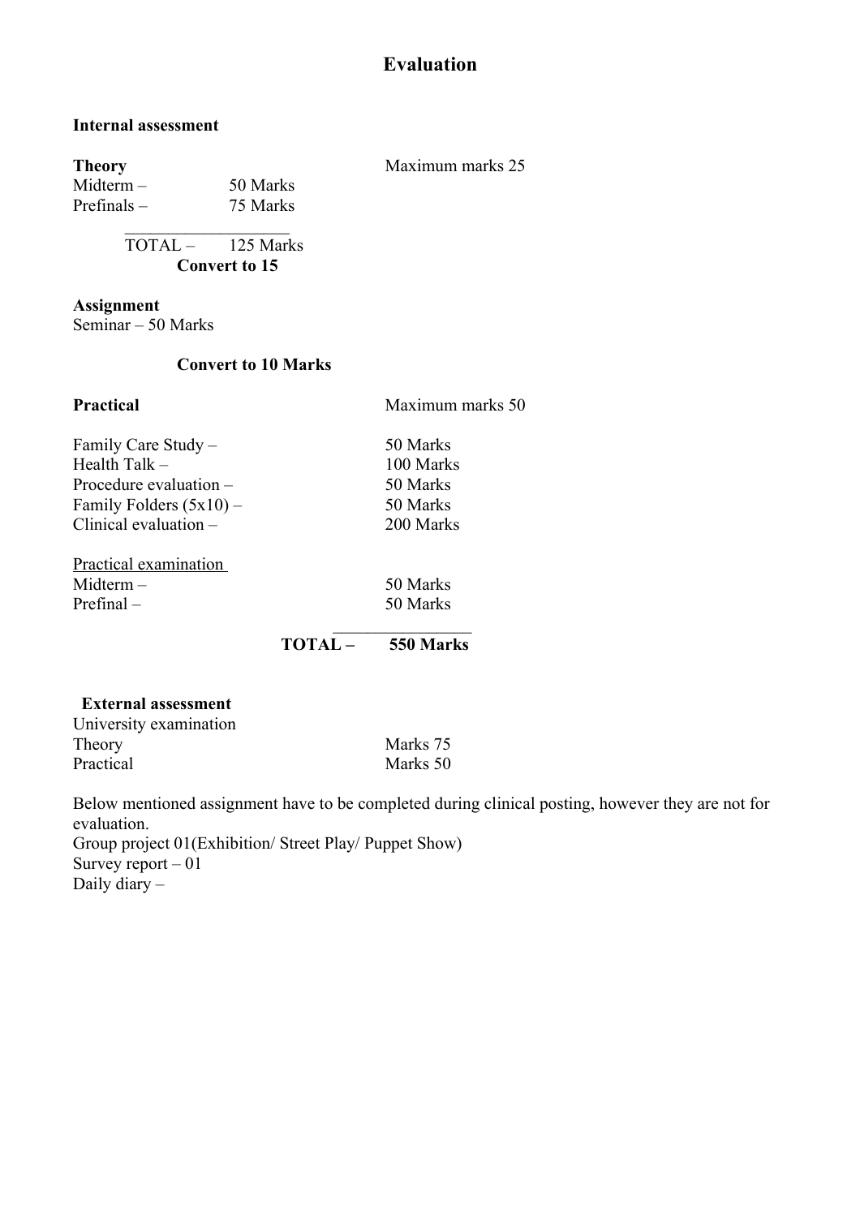# Evaluation

**Internal assessment**

**Theory** — Maximum marks 25

| | |
|---|---|
| Midterm – | 50 Marks |
| Prefinals – | 75 Marks |
| TOTAL – | 125 Marks |

**Convert to 15**

**Assignment**

Seminar – 50 Marks

**Convert to 10 Marks**

**Practical** — Maximum marks 50

| | |
|---|---|
| Family Care Study – | 50 Marks |
| Health Talk – | 100 Marks |
| Procedure evaluation – | 50 Marks |
| Family Folders (5x10) – | 50 Marks |
| Clinical evaluation – | 200 Marks |

Practical examination

| | |
|---|---|
| Midterm – | 50 Marks |
| Prefinal – | 50 Marks |
| **TOTAL –** | **550 Marks** |

**External assessment**

University examination

| | |
|---|---|
| Theory | Marks 75 |
| Practical | Marks 50 |

Below mentioned assignment have to be completed during clinical posting, however they are not for evaluation.

Group project 01(Exhibition/ Street Play/ Puppet Show)

Survey report – 01

Daily diary –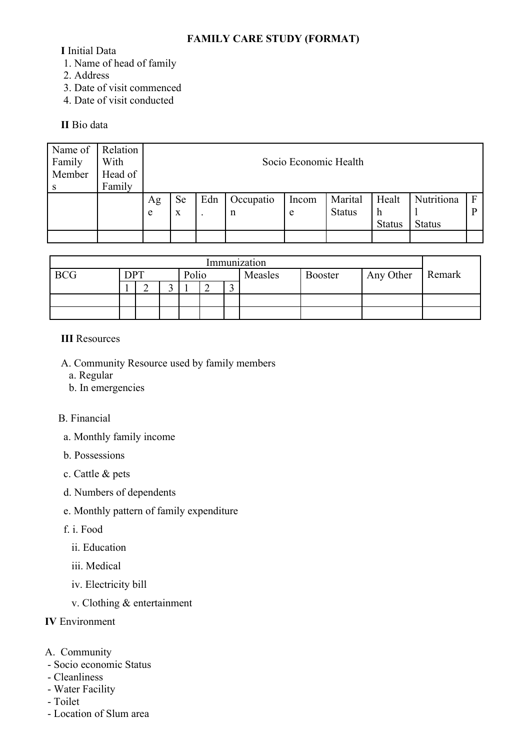# FAMILY CARE STUDY (FORMAT)

**I** Initial Data

1. Name of head of family
2. Address
3. Date of visit commenced
4. Date of visit conducted

**II** Bio data

| Name of Family Members | Relation With Head of Family | Socio Economic Health | | | | | | | | |
|---|---|---|---|---|---|---|---|---|---|---|
| | | Age | Sex | Edn. | Occupation | Income | Marital Status | Health Status | Nutritional Status | FP |
| | | | | | | | | | | |

| Immunization | | | | | | | | | | Remark |
|---|---|---|---|---|---|---|---|---|---|---|
| BCG | DPT | | | Polio | | | Measles | Booster | Any Other | |
| | 1 | 2 | 3 | 1 | 2 | 3 | | | | |
| | | | | | | | | | | |
| | | | | | | | | | | |

**III** Resources

A. Community Resource used by family members
  a. Regular
  b. In emergencies

B. Financial

a. Monthly family income

b. Possessions

c. Cattle & pets

d. Numbers of dependents

e. Monthly pattern of family expenditure

f. i. Food

  ii. Education

  iii. Medical

  iv. Electricity bill

  v. Clothing & entertainment

**IV** Environment

A. Community
- Socio economic Status
- Cleanliness
- Water Facility
- Toilet
- Location of Slum area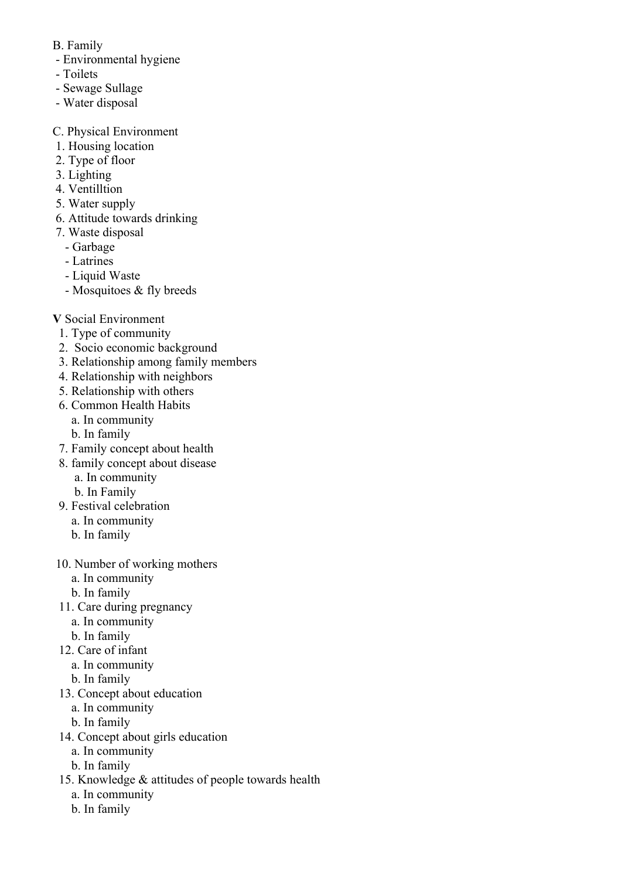B. Family
- Environmental hygiene
- Toilets
- Sewage Sullage
- Water disposal

C. Physical Environment
1. Housing location
2. Type of floor
3. Lighting
4. Ventilltion
5. Water supply
6. Attitude towards drinking
7. Waste disposal
   - Garbage
   - Latrines
   - Liquid Waste
   - Mosquitoes & fly breeds

**V** Social Environment
1. Type of community
2. Socio economic background
3. Relationship among family members
4. Relationship with neighbors
5. Relationship with others
6. Common Health Habits
   a. In community
   b. In family
7. Family concept about health
8. family concept about disease
   a. In community
   b. In Family
9. Festival celebration
   a. In community
   b. In family
10. Number of working mothers
    a. In community
    b. In family
11. Care during pregnancy
    a. In community
    b. In family
12. Care of infant
    a. In community
    b. In family
13. Concept about education
    a. In community
    b. In family
14. Concept about girls education
    a. In community
    b. In family
15. Knowledge & attitudes of people towards health
    a. In community
    b. In family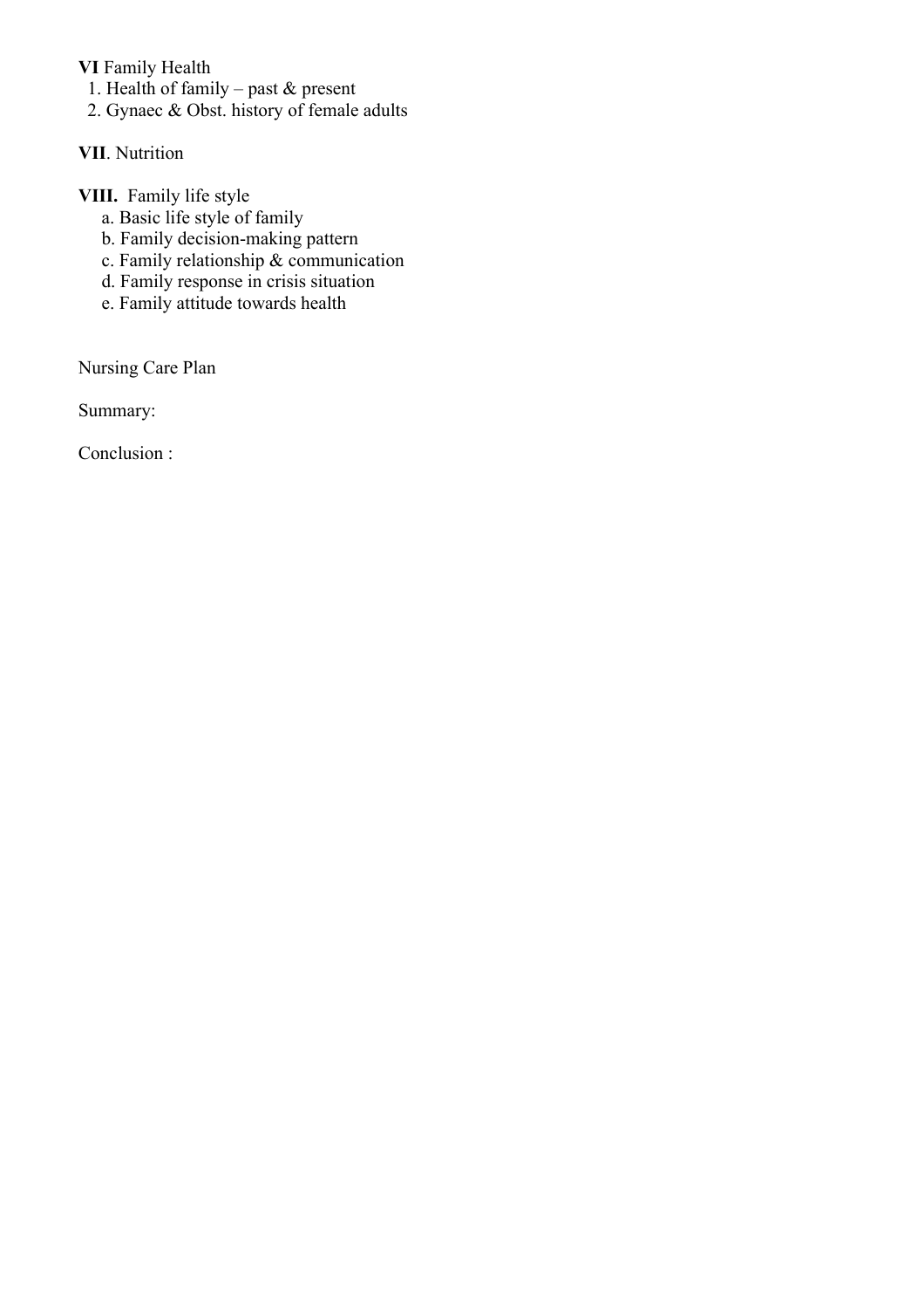**VI** Family Health

1. Health of family – past & present
2. Gynaec & Obst. history of female adults

**VII**. Nutrition

**VIII.** Family life style

a. Basic life style of family
b. Family decision-making pattern
c. Family relationship & communication
d. Family response in crisis situation
e. Family attitude towards health

Nursing Care Plan

Summary:

Conclusion :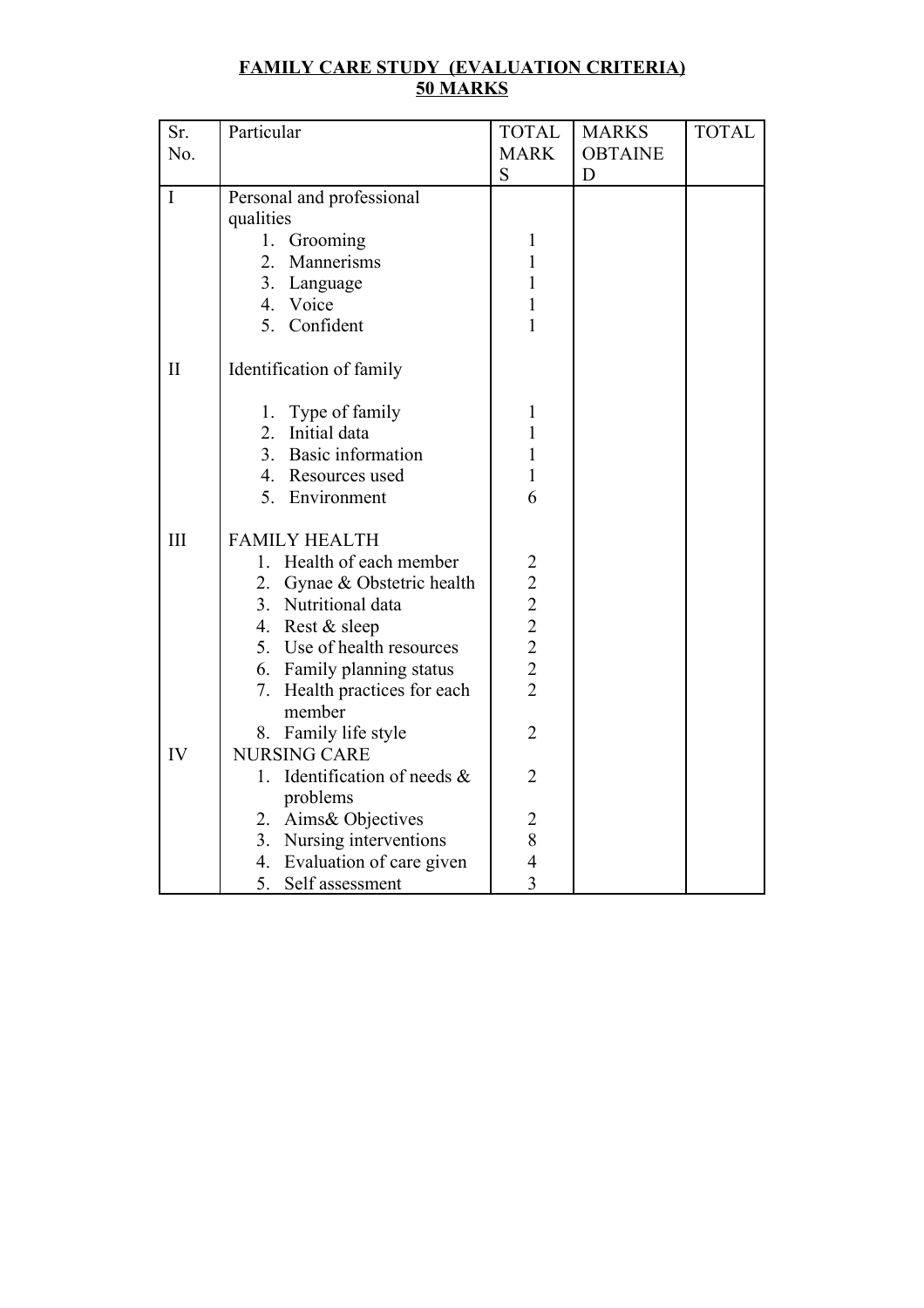**FAMILY CARE STUDY (EVALUATION CRITERIA)**
**50 MARKS**

| Sr. No. | Particular | TOTAL MARKS | MARKS OBTAINED | TOTAL |
|---|---|---|---|---|
| I | Personal and professional qualities | | | |
| | 1. Grooming | 1 | | |
| | 2. Mannerisms | 1 | | |
| | 3. Language | 1 | | |
| | 4. Voice | 1 | | |
| | 5. Confident | 1 | | |
| II | Identification of family | | | |
| | 1. Type of family | 1 | | |
| | 2. Initial data | 1 | | |
| | 3. Basic information | 1 | | |
| | 4. Resources used | 1 | | |
| | 5. Environment | 6 | | |
| III | FAMILY HEALTH | | | |
| | 1. Health of each member | 2 | | |
| | 2. Gynae & Obstetric health | 2 | | |
| | 3. Nutritional data | 2 | | |
| | 4. Rest & sleep | 2 | | |
| | 5. Use of health resources | 2 | | |
| | 6. Family planning status | 2 | | |
| | 7. Health practices for each member | 2 | | |
| | 8. Family life style | 2 | | |
| IV | NURSING CARE | | | |
| | 1. Identification of needs & problems | 2 | | |
| | 2. Aims& Objectives | 2 | | |
| | 3. Nursing interventions | 8 | | |
| | 4. Evaluation of care given | 4 | | |
| | 5. Self assessment | 3 | | |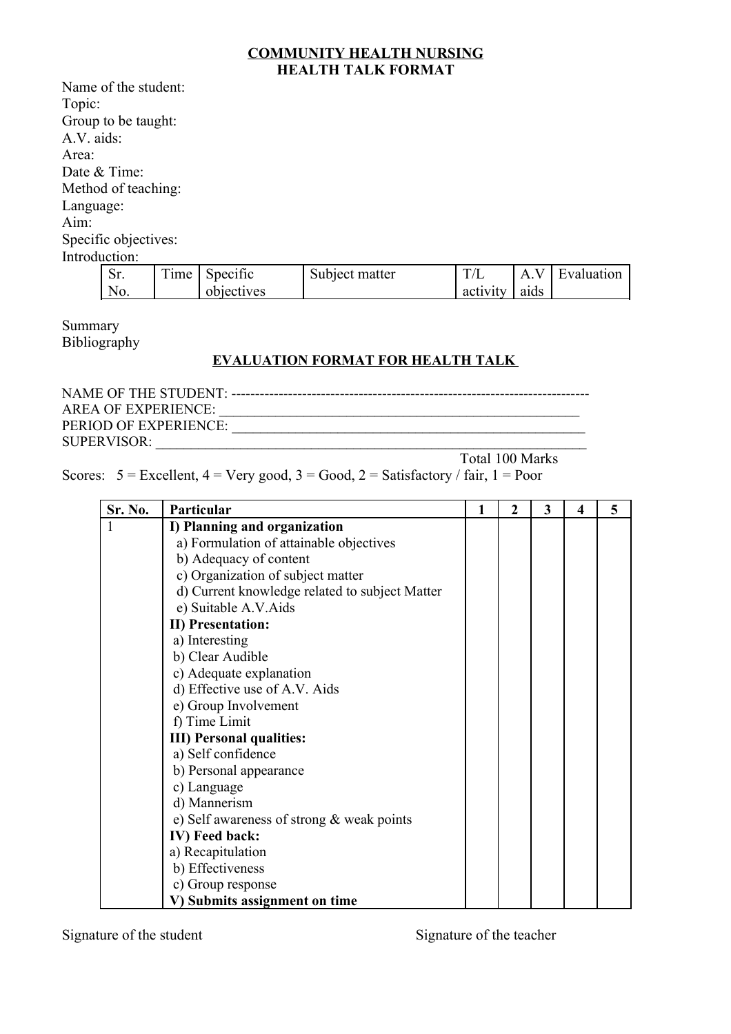## COMMUNITY HEALTH NURSING
## HEALTH TALK FORMAT

Name of the student:
Topic:
Group to be taught:
A.V. aids:
Area:
Date & Time:
Method of teaching:
Language:
Aim:
Specific objectives:
Introduction:

| Sr. No. | Time | Specific objectives | Subject matter | T/L activity | A.V aids | Evaluation |
|---|---|---|---|---|---|---|

Summary
Bibliography

## EVALUATION FORMAT FOR HEALTH TALK

NAME OF THE STUDENT: ---------------------------------------------------------------------------
AREA OF EXPERIENCE: ____________________________________________________
PERIOD OF EXPERIENCE: __________________________________________________
SUPERVISOR: ____________________________________________________________

Total 100 Marks

Scores: 5 = Excellent, 4 = Very good, 3 = Good, 2 = Satisfactory / fair, 1 = Poor

| Sr. No. | Particular | 1 | 2 | 3 | 4 | 5 |
|---|---|---|---|---|---|---|
| 1 | **I) Planning and organization** | | | | | |
| | a) Formulation of attainable objectives | | | | | |
| | b) Adequacy of content | | | | | |
| | c) Organization of subject matter | | | | | |
| | d) Current knowledge related to subject Matter | | | | | |
| | e) Suitable A.V.Aids | | | | | |
| | **II) Presentation:** | | | | | |
| | a) Interesting | | | | | |
| | b) Clear Audible | | | | | |
| | c) Adequate explanation | | | | | |
| | d) Effective use of A.V. Aids | | | | | |
| | e) Group Involvement | | | | | |
| | f) Time Limit | | | | | |
| | **III) Personal qualities:** | | | | | |
| | a) Self confidence | | | | | |
| | b) Personal appearance | | | | | |
| | c) Language | | | | | |
| | d) Mannerism | | | | | |
| | e) Self awareness of strong & weak points | | | | | |
| | **IV) Feed back:** | | | | | |
| | a) Recapitulation | | | | | |
| | b) Effectiveness | | | | | |
| | c) Group response | | | | | |
| | **V) Submits assignment on time** | | | | | |

Signature of the student　　　　　　　　　　　　　　Signature of the teacher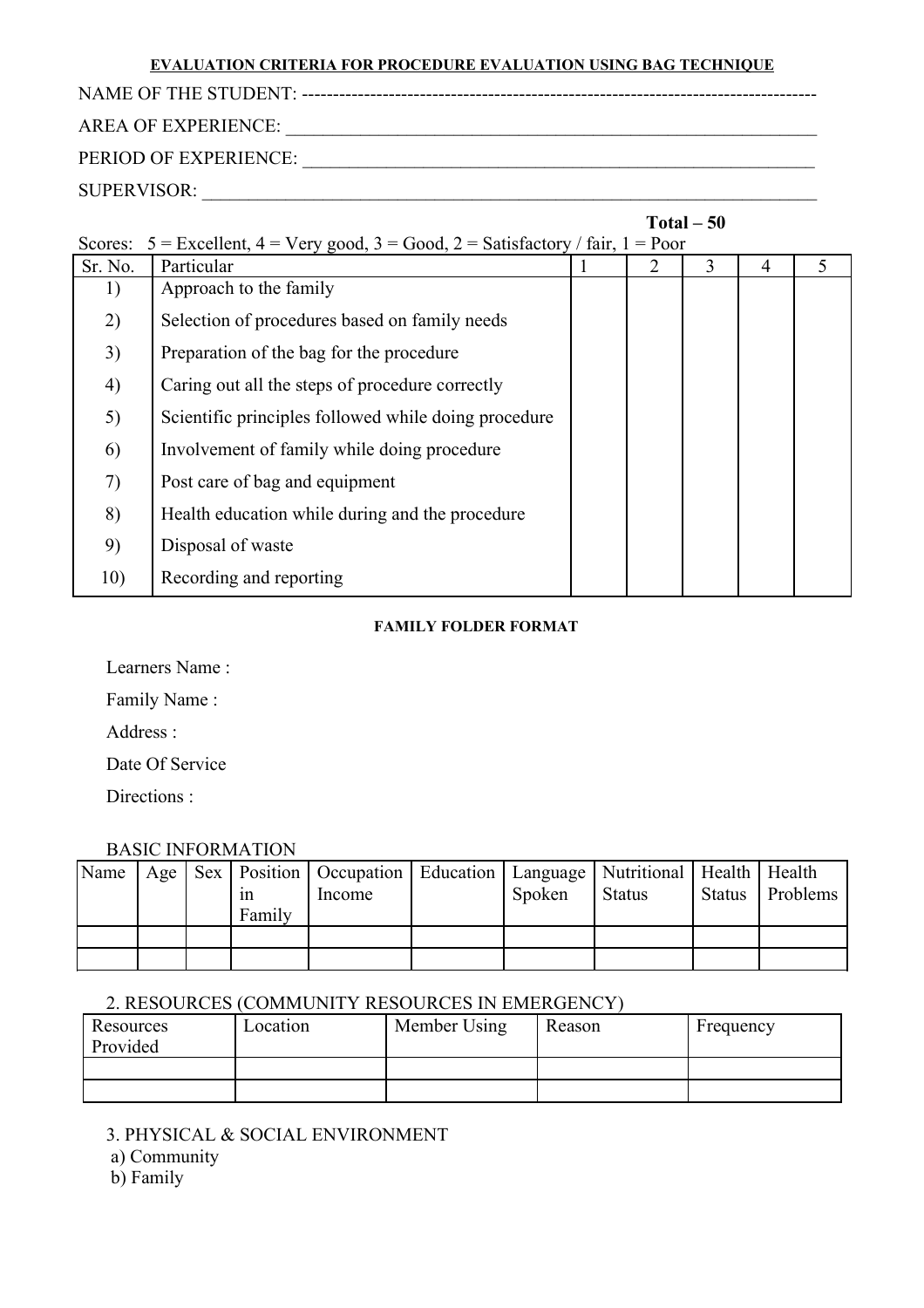**EVALUATION CRITERIA FOR PROCEDURE EVALUATION USING BAG TECHNIQUE**

NAME OF THE STUDENT: ------------------------------------------------------------------------------------

AREA OF EXPERIENCE: ____________________________________________________________

PERIOD OF EXPERIENCE: __________________________________________________________

SUPERVISOR: ____________________________________________________________________

**Total – 50**

Scores: 5 = Excellent, 4 = Very good, 3 = Good, 2 = Satisfactory / fair, 1 = Poor

| Sr. No. | Particular | 1 | 2 | 3 | 4 | 5 |
|---|---|---|---|---|---|---|
| 1) | Approach to the family | | | | | |
| 2) | Selection of procedures based on family needs | | | | | |
| 3) | Preparation of the bag for the procedure | | | | | |
| 4) | Caring out all the steps of procedure correctly | | | | | |
| 5) | Scientific principles followed while doing procedure | | | | | |
| 6) | Involvement of family while doing procedure | | | | | |
| 7) | Post care of bag and equipment | | | | | |
| 8) | Health education while during and the procedure | | | | | |
| 9) | Disposal of waste | | | | | |
| 10) | Recording and reporting | | | | | |

**FAMILY FOLDER FORMAT**

Learners Name :

Family Name :

Address :

Date Of Service

Directions :

BASIC INFORMATION

| Name | Age | Sex | Position in Family | Occupation Income | Education | Language Spoken | Nutritional Status | Health Status | Health Problems |
|---|---|---|---|---|---|---|---|---|---|
| | | | | | | | | | |
| | | | | | | | | | |

2. RESOURCES (COMMUNITY RESOURCES IN EMERGENCY)

| Resources Provided | Location | Member Using | Reason | Frequency |
|---|---|---|---|---|
| | | | | |
| | | | | |

3. PHYSICAL & SOCIAL ENVIRONMENT

a) Community

b) Family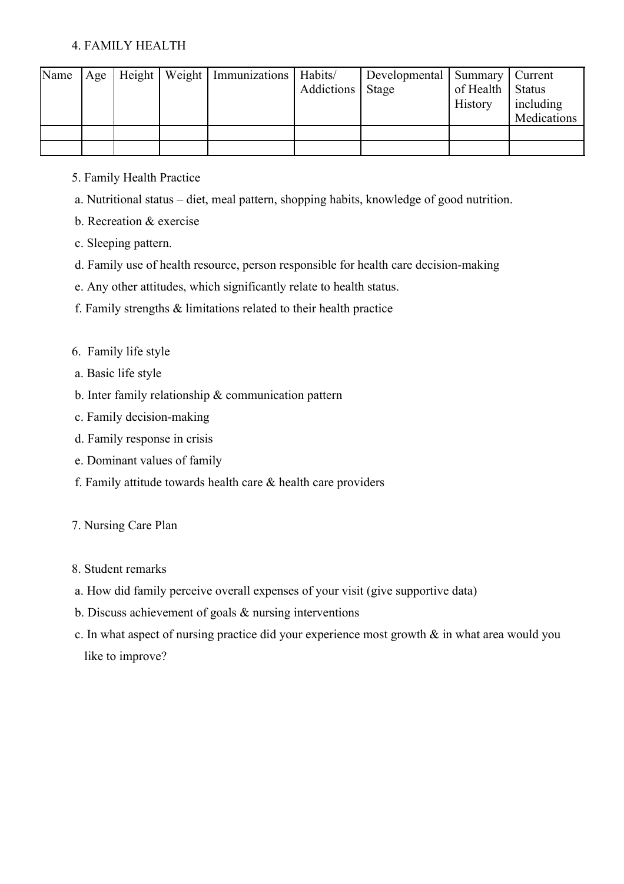4. FAMILY HEALTH

| Name | Age | Height | Weight | Immunizations | Habits/ Addictions | Developmental Stage | Summary of Health History | Current Status including Medications |
|---|---|---|---|---|---|---|---|---|
| | | | | | | | | |
| | | | | | | | | |

5. Family Health Practice

a. Nutritional status – diet, meal pattern, shopping habits, knowledge of good nutrition.

b. Recreation & exercise

c. Sleeping pattern.

d. Family use of health resource, person responsible for health care decision-making

e. Any other attitudes, which significantly relate to health status.

f. Family strengths & limitations related to their health practice

6. Family life style

a. Basic life style

b. Inter family relationship & communication pattern

c. Family decision-making

d. Family response in crisis

e. Dominant values of family

f. Family attitude towards health care & health care providers

7. Nursing Care Plan

8. Student remarks

a. How did family perceive overall expenses of your visit (give supportive data)

b. Discuss achievement of goals & nursing interventions

c. In what aspect of nursing practice did your experience most growth & in what area would you like to improve?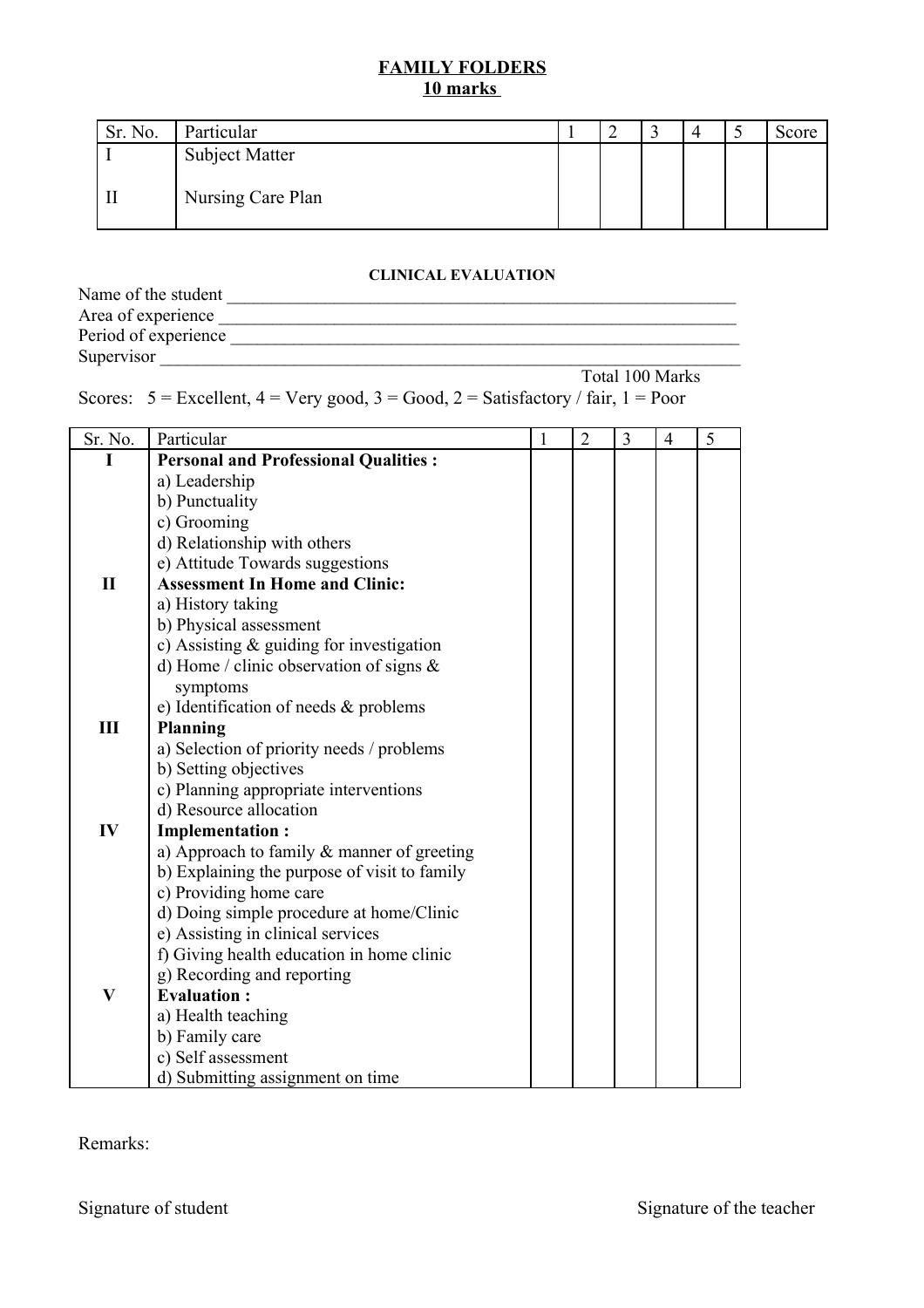## FAMILY FOLDERS
### 10 marks

| Sr. No. | Particular | 1 | 2 | 3 | 4 | 5 | Score |
|---|---|---|---|---|---|---|---|
| I | Subject Matter | | | | | | |
| II | Nursing Care Plan | | | | | | |

### CLINICAL EVALUATION

Name of the student \_\_\_\_\_\_\_\_\_\_\_\_\_\_\_\_\_\_\_\_\_\_\_\_\_\_\_\_\_\_\_\_\_\_\_\_\_\_\_\_\_\_\_\_\_\_\_\_\_\_\_\_\_\_\_\_\_\_\_\_

Area of experience \_\_\_\_\_\_\_\_\_\_\_\_\_\_\_\_\_\_\_\_\_\_\_\_\_\_\_\_\_\_\_\_\_\_\_\_\_\_\_\_\_\_\_\_\_\_\_\_\_\_\_\_\_\_\_\_\_\_\_\_

Period of experience \_\_\_\_\_\_\_\_\_\_\_\_\_\_\_\_\_\_\_\_\_\_\_\_\_\_\_\_\_\_\_\_\_\_\_\_\_\_\_\_\_\_\_\_\_\_\_\_\_\_\_\_\_\_\_\_\_\_\_\_

Supervisor \_\_\_\_\_\_\_\_\_\_\_\_\_\_\_\_\_\_\_\_\_\_\_\_\_\_\_\_\_\_\_\_\_\_\_\_\_\_\_\_\_\_\_\_\_\_\_\_\_\_\_\_\_\_\_\_\_\_\_\_\_\_\_\_\_\_

Total 100 Marks

Scores: 5 = Excellent, 4 = Very good, 3 = Good, 2 = Satisfactory / fair, 1 = Poor

| Sr. No. | Particular | 1 | 2 | 3 | 4 | 5 |
|---|---|---|---|---|---|---|
| **I** | **Personal and Professional Qualities :** | | | | | |
| | a) Leadership | | | | | |
| | b) Punctuality | | | | | |
| | c) Grooming | | | | | |
| | d) Relationship with others | | | | | |
| | e) Attitude Towards suggestions | | | | | |
| **II** | **Assessment In Home and Clinic:** | | | | | |
| | a) History taking | | | | | |
| | b) Physical assessment | | | | | |
| | c) Assisting & guiding for investigation | | | | | |
| | d) Home / clinic observation of signs & symptoms | | | | | |
| | e) Identification of needs & problems | | | | | |
| **III** | **Planning** | | | | | |
| | a) Selection of priority needs / problems | | | | | |
| | b) Setting objectives | | | | | |
| | c) Planning appropriate interventions | | | | | |
| | d) Resource allocation | | | | | |
| **IV** | **Implementation :** | | | | | |
| | a) Approach to family & manner of greeting | | | | | |
| | b) Explaining the purpose of visit to family | | | | | |
| | c) Providing home care | | | | | |
| | d) Doing simple procedure at home/Clinic | | | | | |
| | e) Assisting in clinical services | | | | | |
| | f) Giving health education in home clinic | | | | | |
| | g) Recording and reporting | | | | | |
| **V** | **Evaluation :** | | | | | |
| | a) Health teaching | | | | | |
| | b) Family care | | | | | |
| | c) Self assessment | | | | | |
| | d) Submitting assignment on time | | | | | |

Remarks:

Signature of student                                                                 Signature of the teacher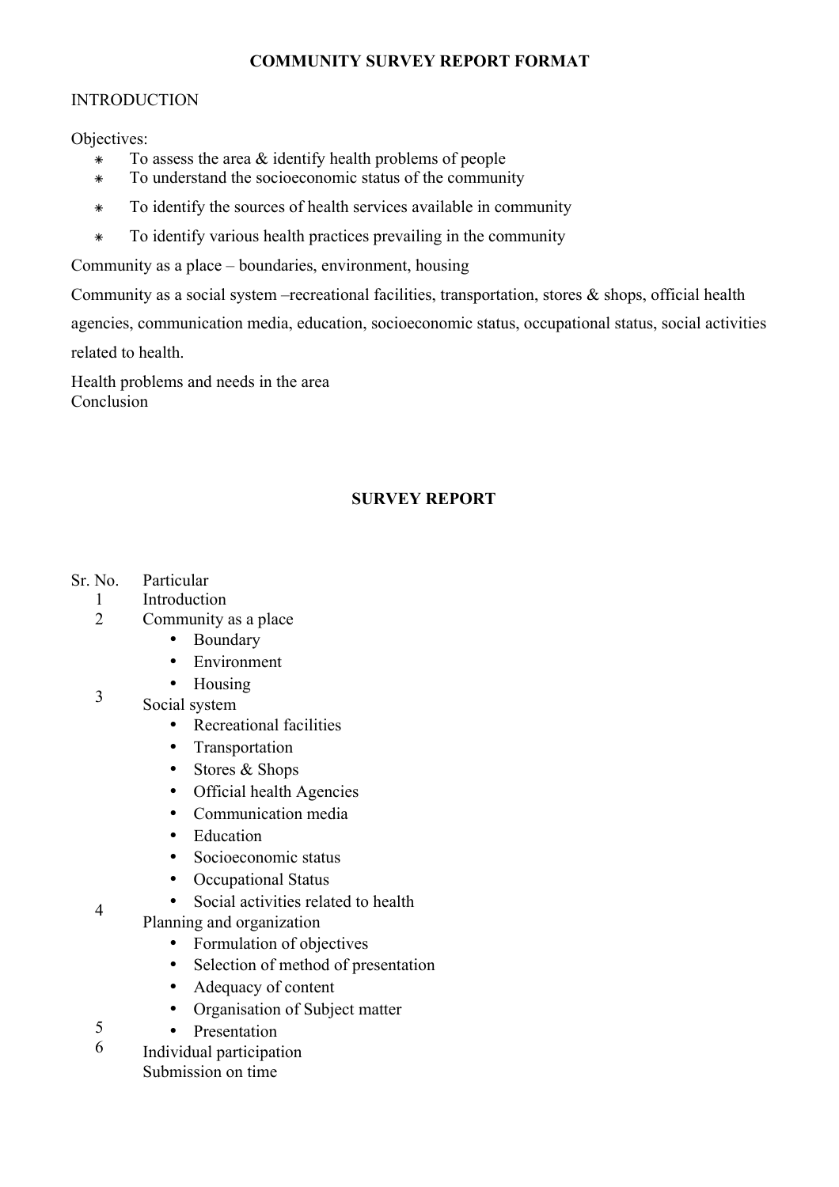**COMMUNITY SURVEY REPORT FORMAT**

INTRODUCTION

Objectives:

- To assess the area & identify health problems of people
- To understand the socioeconomic status of the community
- To identify the sources of health services available in community
- To identify various health practices prevailing in the community

Community as a place – boundaries, environment, housing

Community as a social system –recreational facilities, transportation, stores & shops, official health agencies, communication media, education, socioeconomic status, occupational status, social activities related to health.

Health problems and needs in the area
Conclusion

**SURVEY REPORT**

| Sr. No. | Particular |
|---|---|
| 1 | Introduction |
| 2 | Community as a place<br>• Boundary<br>• Environment<br>• Housing |
| 3 | Social system<br>• Recreational facilities<br>• Transportation<br>• Stores & Shops<br>• Official health Agencies<br>• Communication media<br>• Education<br>• Socioeconomic status<br>• Occupational Status<br>• Social activities related to health |
| 4 | Planning and organization<br>• Formulation of objectives<br>• Selection of method of presentation<br>• Adequacy of content<br>• Organisation of Subject matter<br>• Presentation |
| 5 | Individual participation |
| 6 | Submission on time |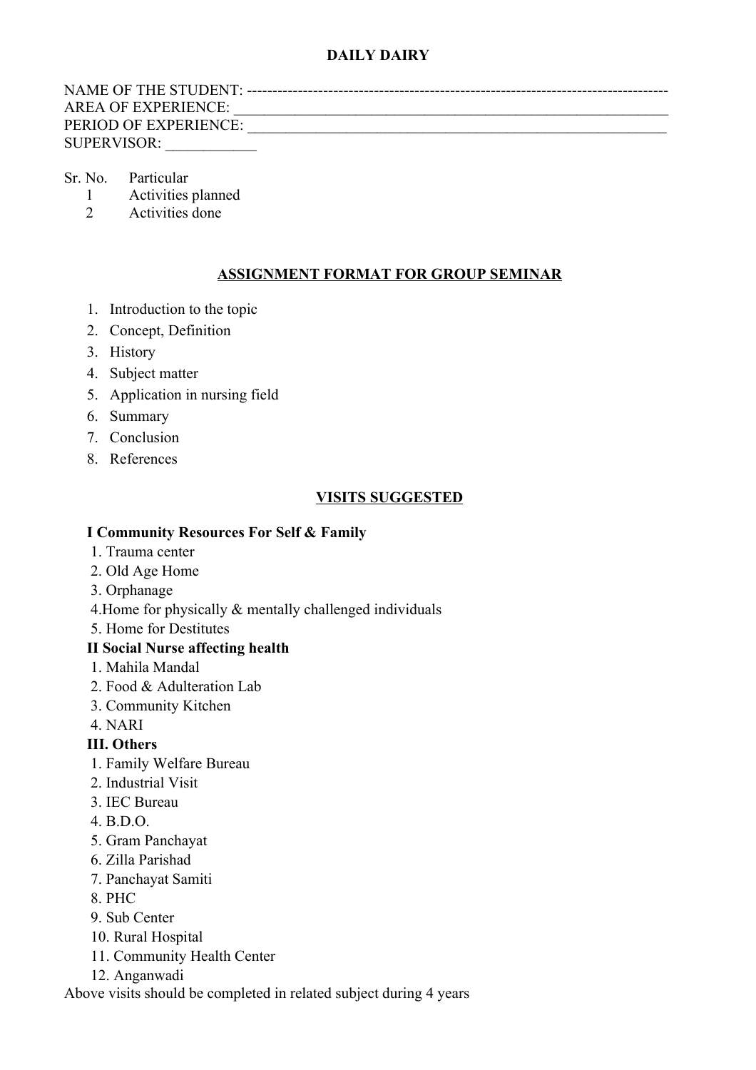# DAILY DAIRY

NAME OF THE STUDENT: ---------------------------------------------------------------------------------
AREA OF EXPERIENCE: ___________________________________________________________
PERIOD OF EXPERIENCE: _________________________________________________________
SUPERVISOR: ____________

| Sr. No. | Particular |
|---|---|
| 1 | Activities planned |
| 2 | Activities done |

## ASSIGNMENT FORMAT FOR GROUP SEMINAR

1. Introduction to the topic
2. Concept, Definition
3. History
4. Subject matter
5. Application in nursing field
6. Summary
7. Conclusion
8. References

## VISITS SUGGESTED

**I Community Resources For Self & Family**

1. Trauma center
2. Old Age Home
3. Orphanage
4. Home for physically & mentally challenged individuals
5. Home for Destitutes

**II Social Nurse affecting health**

1. Mahila Mandal
2. Food & Adulteration Lab
3. Community Kitchen
4. NARI

**III. Others**

1. Family Welfare Bureau
2. Industrial Visit
3. IEC Bureau
4. B.D.O.
5. Gram Panchayat
6. Zilla Parishad
7. Panchayat Samiti
8. PHC
9. Sub Center
10. Rural Hospital
11. Community Health Center
12. Anganwadi

Above visits should be completed in related subject during 4 years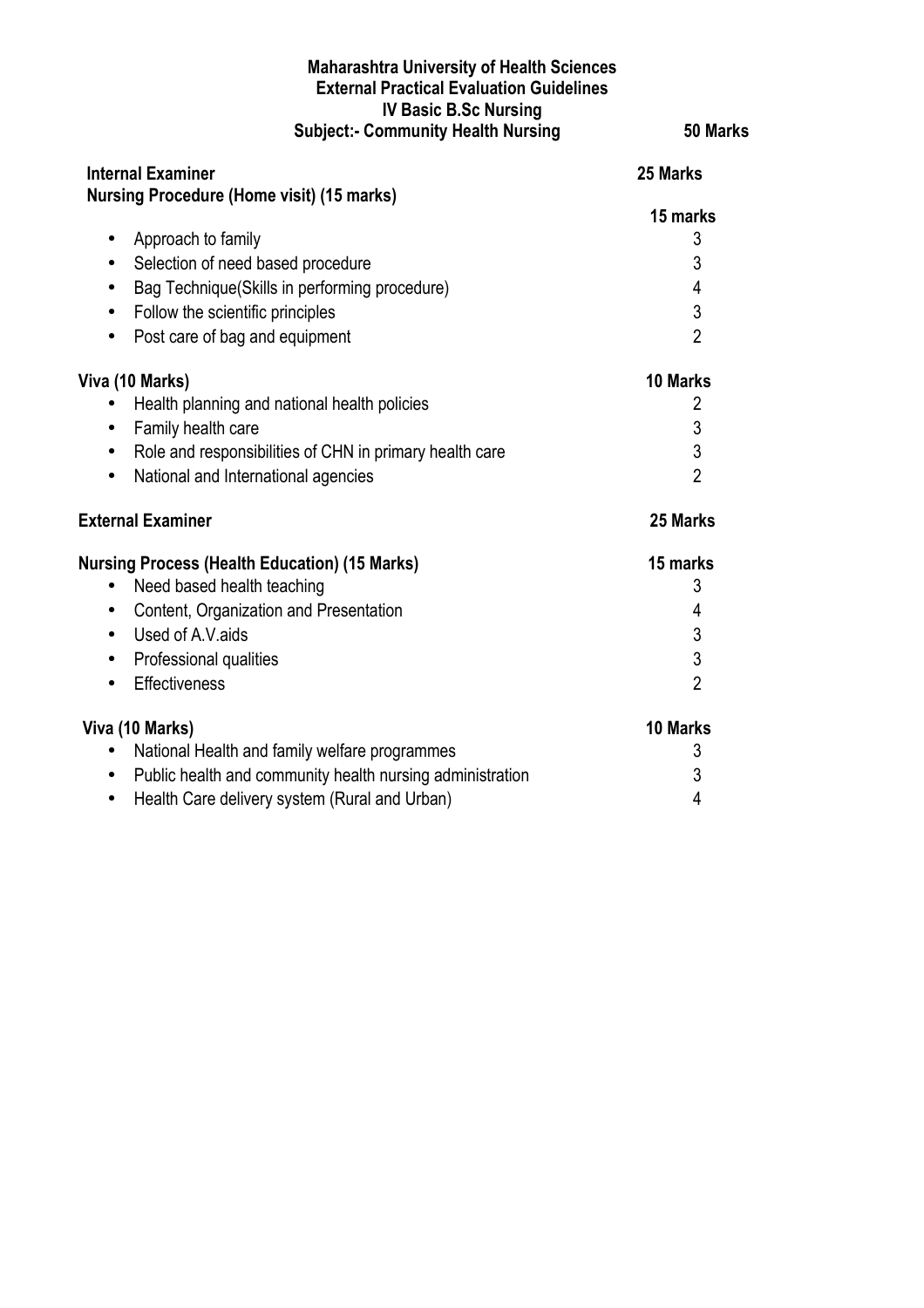**Maharashtra University of Health Sciences**
**External Practical Evaluation Guidelines**
**IV Basic B.Sc Nursing**
**Subject:- Community Health Nursing** **50 Marks**

| **Internal Examiner** | **25 Marks** |
|---|---|
| **Nursing Procedure (Home visit) (15 marks)** | **15 marks** |
| • Approach to family | 3 |
| • Selection of need based procedure | 3 |
| • Bag Technique(Skills in performing procedure) | 4 |
| • Follow the scientific principles | 3 |
| • Post care of bag and equipment | 2 |
| **Viva (10 Marks)** | **10 Marks** |
| • Health planning and national health policies | 2 |
| • Family health care | 3 |
| • Role and responsibilities of CHN in primary health care | 3 |
| • National and International agencies | 2 |
| **External Examiner** | **25 Marks** |
| **Nursing Process (Health Education) (15 Marks)** | **15 marks** |
| • Need based health teaching | 3 |
| • Content, Organization and Presentation | 4 |
| • Used of A.V.aids | 3 |
| • Professional qualities | 3 |
| • Effectiveness | 2 |
| **Viva (10 Marks)** | **10 Marks** |
| • National Health and family welfare programmes | 3 |
| • Public health and community health nursing administration | 3 |
| • Health Care delivery system (Rural and Urban) | 4 |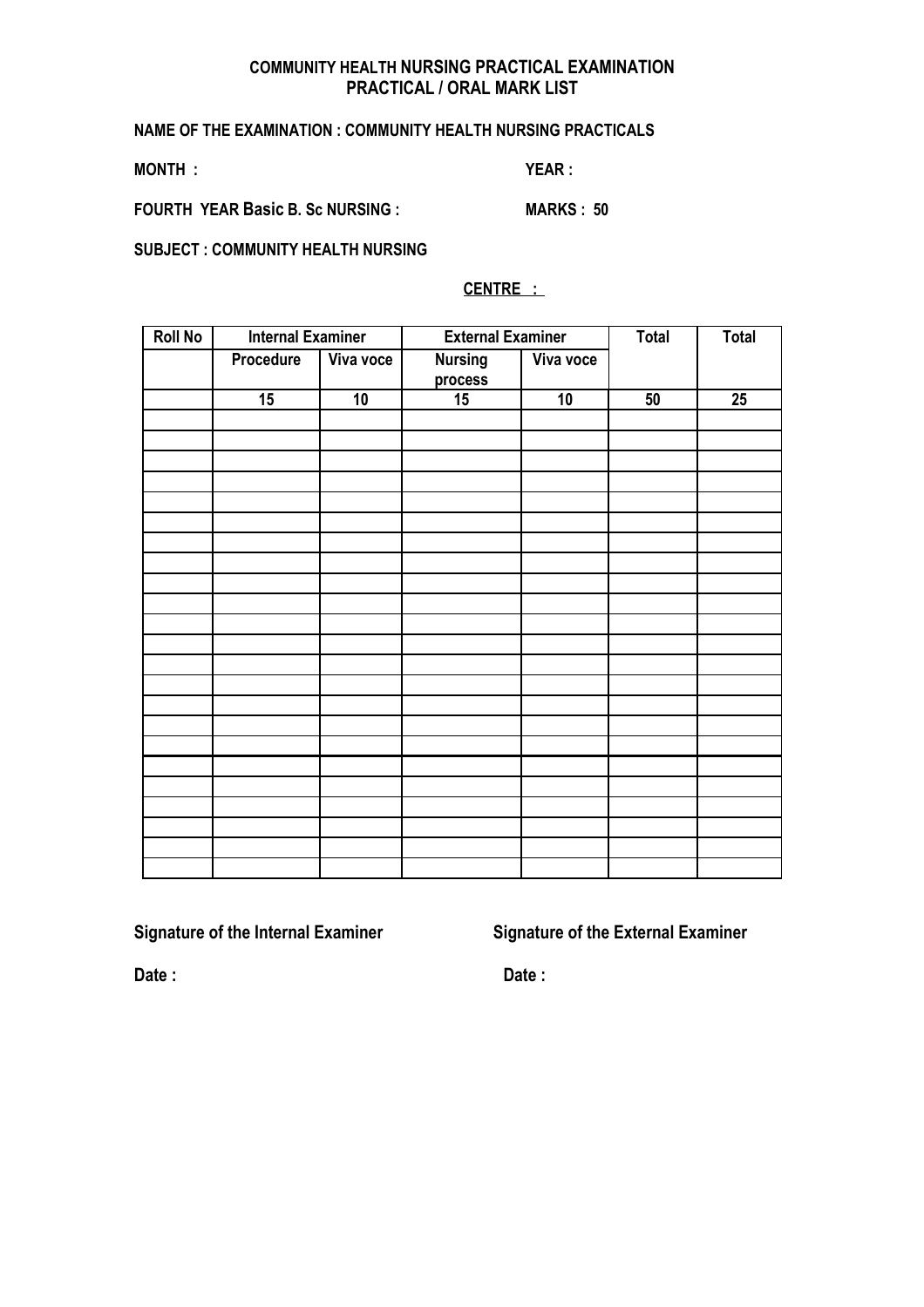# COMMUNITY HEALTH NURSING PRACTICAL EXAMINATION
## PRACTICAL / ORAL MARK LIST

**NAME OF THE EXAMINATION : COMMUNITY HEALTH NURSING PRACTICALS**

**MONTH :** **YEAR :**

**FOURTH YEAR Basic B. Sc NURSING :** **MARKS : 50**

**SUBJECT : COMMUNITY HEALTH NURSING**

**CENTRE :**

| Roll No | Internal Examiner | | External Examiner | | Total | Total |
|---|---|---|---|---|---|---|
| | Procedure | Viva voce | Nursing process | Viva voce | | |
| | 15 | 10 | 15 | 10 | 50 | 25 |
| | | | | | | |
| | | | | | | |
| | | | | | | |
| | | | | | | |
| | | | | | | |
| | | | | | | |
| | | | | | | |
| | | | | | | |
| | | | | | | |
| | | | | | | |
| | | | | | | |
| | | | | | | |
| | | | | | | |
| | | | | | | |
| | | | | | | |
| | | | | | | |
| | | | | | | |
| | | | | | | |
| | | | | | | |
| | | | | | | |
| | | | | | | |
| | | | | | | |
| | | | | | | |

**Signature of the Internal Examiner** **Signature of the External Examiner**

**Date :** **Date :**